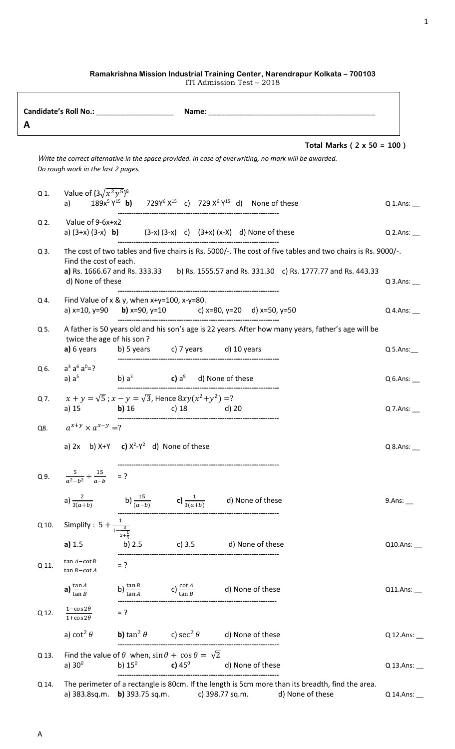**Ramakrishna Mission Industrial Training Center, Narendrapur Kolkata – 700103**
ITI Admission Test – 2018

**Candidate's Roll No.:** ____________________ **Name**: ____________________________________________

**A**

**Total Marks ( 2 x 50 = 100 )**

*Write the correct alternative in the space provided. In case of overwriting, no mark will be awarded.*
*Do rough work in the last 2 pages.*

Q 1. Value of $\{3\sqrt{x^2y^5}\}^8$
a) $189x^5 Y^{15}$ **b)** $729Y^6 X^{15}$ c) $729 X^6 Y^{15}$ d) None of these — Q 1.Ans: __

---

Q 2. Value of 9-6x+x2
a) (3+x) (3-x) **b)** (3-x) (3-x) c) (3+x) (x-X) d) None of these — Q 2.Ans: __

---

Q 3. The cost of two tables and five chairs is Rs. 5000/-. The cost of five tables and two chairs is Rs. 9000/-. Find the cost of each.
**a)** Rs. 1666.67 and Rs. 333.33 b) Rs. 1555.57 and Rs. 331.30 c) Rs. 1777.77 and Rs. 443.33
d) None of these — Q 3.Ans: __

---

Q 4. Find Value of x & y, when x+y=100, x-y=80.
a) x=10, y=90 **b)** x=90, y=10 c) x=80, y=20 d) x=50, y=50 — Q 4.Ans: __

---

Q 5. A father is 50 years old and his son's age is 22 years. After how many years, father's age will be twice the age of his son ?
**a)** 6 years b) 5 years c) 7 years d) 10 years — Q 5.Ans:__

---

Q 6. $a^3 a^6 a^0$=?
a) $a^5$ b) $a^3$ **c)** $a^9$ d) None of these — Q 6.Ans: __

---

Q 7. $x + y = \sqrt{5}$ ; $x - y = \sqrt{3}$, Hence $8xy(x^2+y^2)$ =?
a) 15 **b)** 16 c) 18 d) 20 — Q 7.Ans: __

---

Q8. $a^{x+y} \times a^{x-y}$ =?

a) 2x b) X+Y **c)** $X^2$-$Y^2$ d) None of these — Q 8.Ans: __

---

Q 9. $\frac{5}{a^2-b^2} \div \frac{15}{a-b}$ = ?

a) $\frac{2}{3(a+b)}$ b) $\frac{15}{(a-b)}$ **c)** $\frac{1}{3(a+b)}$ d) None of these — 9.Ans: __

---

Q 10. Simplify : $5 + \frac{1}{1-\frac{3}{2+\frac{1}{3}}}$

**a)** 1.5 b) 2.5 c) 3.5 d) None of these — Q10.Ans: __

---

Q 11. $\frac{\tan A - \cot B}{\tan B - \cot A}$ = ?

**a)** $\frac{\tan A}{\tan B}$ b) $\frac{\tan B}{\tan A}$ c) $\frac{\cot A}{\tan B}$ d) None of these — Q11.Ans: __

---

Q 12. $\frac{1-\cos 2\theta}{1+\cos 2\theta}$ = ?

a) $\cot^2 \theta$ **b)** $\tan^2 \theta$ c) $\sec^2 \theta$ d) None of these — Q 12.Ans: __

---

Q 13. Find the value of $\theta$ when, $\sin\theta + \cos\theta = \sqrt{2}$
a) $30^0$ b) $15^0$ **c)** $45^0$ d) None of these — Q 13.Ans: __

---

Q 14. The perimeter of a rectangle is 80cm. If the length is 5cm more than its breadth, find the area.
a) 383.8sq.m. **b)** 393.75 sq.m. c) 398.77 sq.m. d) None of these — Q 14.Ans: __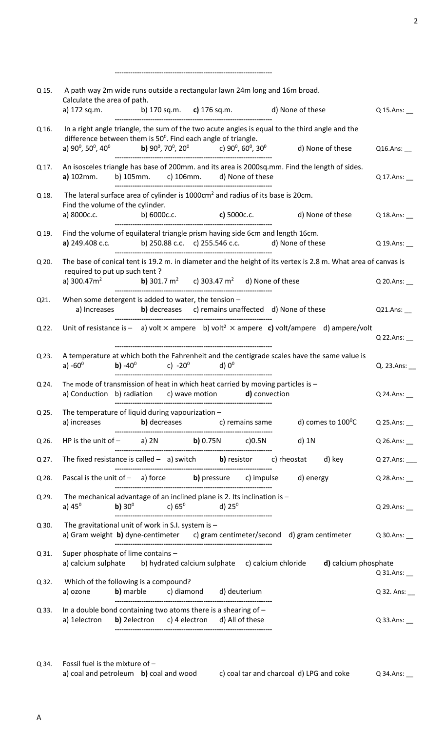---

Q 15. A path way 2m wide runs outside a rectangular lawn 24m long and 16m broad. Calculate the area of path.
a) 172 sq.m. b) 170 sq.m. **c)** 176 sq.m. d) None of these Q 15.Ans: __

---

Q 16. In a right angle triangle, the sum of the two acute angles is equal to the third angle and the difference between them is $50^0$. Find each angle of triangle.
a) $90^0$, $50^0$, $40^0$ **b)** $90^0$, $70^0$, $20^0$ c) $90^0$, $60^0$, $30^0$ d) None of these Q16.Ans: __

---

Q 17. An isosceles triangle has base of 200mm. and its area is 2000sq.mm. Find the length of sides.
**a)** 102mm. b) 105mm. c) 106mm. d) None of these Q 17.Ans: __

---

Q 18. The lateral surface area of cylinder is $1000cm^2$ and radius of its base is 20cm. Find the volume of the cylinder.
a) 8000c.c. b) 6000c.c. **c)** 5000c.c. d) None of these Q 18.Ans: __

---

Q 19. Find the volume of equilateral triangle prism having side 6cm and length 16cm.
**a)** 249.408 c.c. b) 250.88 c.c. c) 255.546 c.c. d) None of these Q 19.Ans: __

---

Q 20. The base of conical tent is 19.2 m. in diameter and the height of its vertex is 2.8 m. What area of canvas is required to put up such tent ?
a) $300.47m^2$ **b)** $301.7\ m^2$ c) $303.47\ m^2$ d) None of these Q 20.Ans: __

---

Q21. When some detergent is added to water, the tension –
a) Increases **b)** decreases c) remains unaffected d) None of these Q21.Ans: __

---

Q 22. Unit of resistance is – a) volt × ampere b) $volt^2$ × ampere **c)** volt/ampere d) ampere/volt Q 22.Ans: __

---

Q 23. A temperature at which both the Fahrenheit and the centigrade scales have the same value is
a) $-60^0$ **b)** $-40^0$ c) $-20^0$ d) $0^0$ Q. 23.Ans: __

---

Q 24. The mode of transmission of heat in which heat carried by moving particles is –
a) Conduction b) radiation c) wave motion **d)** convection Q 24.Ans: __

---

Q 25. The temperature of liquid during vapourization –
a) increases **b)** decreases c) remains same d) comes to $100^0C$ Q 25.Ans: __

---

Q 26. HP is the unit of – a) 2N **b)** 0.75N c)0.5N d) 1N Q 26.Ans: __

---

Q 27. The fixed resistance is called – a) switch **b)** resistor c) rheostat d) key Q 27.Ans: ___

---

Q 28. Pascal is the unit of – a) force **b)** pressure c) impulse d) energy Q 28.Ans: __

---

Q 29. The mechanical advantage of an inclined plane is 2. Its inclination is –
a) $45^0$ **b)** $30^0$ c) $65^0$ d) $25^0$ Q 29.Ans: __

---

Q 30. The gravitational unit of work in S.I. system is –
a) Gram weight **b)** dyne-centimeter c) gram centimeter/second d) gram centimeter Q 30.Ans: __

---

Q 31. Super phosphate of lime contains –
a) calcium sulphate b) hydrated calcium sulphate c) calcium chloride **d)** calcium phosphate Q 31.Ans: __

---

Q 32. Which of the following is a compound?
a) ozone **b)** marble c) diamond d) deuterium Q 32. Ans: __

---

Q 33. In a double bond containing two atoms there is a shearing of –
a) 1electron **b)** 2electron c) 4 electron d) All of these Q 33.Ans: __

---

Q 34. Fossil fuel is the mixture of –
a) coal and petroleum **b)** coal and wood c) coal tar and charcoal d) LPG and coke Q 34.Ans: __

A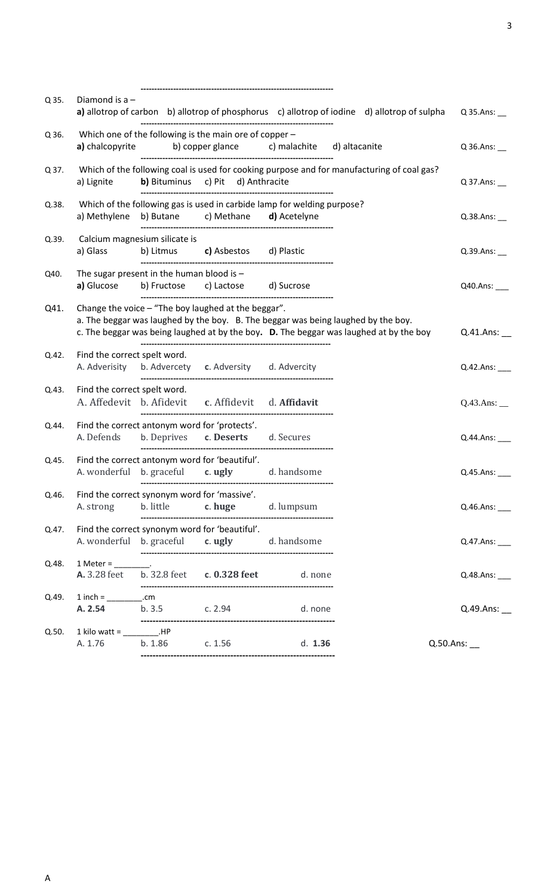Q 35. Diamond is a –
**a)** allotrop of carbon b) allotrop of phosphorus c) allotrop of iodine d) allotrop of sulpha Q 35.Ans: __

Q 36. Which one of the following is the main ore of copper –
**a)** chalcopyrite b) copper glance c) malachite d) altacanite Q 36.Ans: __

Q 37. Which of the following coal is used for cooking purpose and for manufacturing of coal gas?
a) Lignite **b)** Bituminus c) Pit d) Anthracite Q 37.Ans: __

Q.38. Which of the following gas is used in carbide lamp for welding purpose?
a) Methylene b) Butane c) Methane **d)** Acetelyne Q.38.Ans: __

Q.39. Calcium magnesium silicate is
a) Glass b) Litmus **c)** Asbestos d) Plastic Q.39.Ans: __

Q40. The sugar present in the human blood is –
**a)** Glucose b) Fructose c) Lactose d) Sucrose Q40.Ans: ___

Q41. Change the voice – "The boy laughed at the beggar".
a. The beggar was laughed by the boy. B. The beggar was being laughed by the boy.
c. The beggar was being laughed at by the boy. **D.** The beggar was laughed at by the boy Q.41.Ans: __

Q.42. Find the correct spelt word.
A. Adverisity b. Advercety **c**. Adversity d. Advercity Q.42.Ans: ___

Q.43. Find the correct spelt word.
A. Affedevit b. Afidevit **c**. Affidevit d. **Affidavit** Q.43.Ans: __

Q.44. Find the correct antonym word for 'protects'.
A. Defends b. Deprives **c**. **Deserts** d. Secures Q.44.Ans: ___

Q.45. Find the correct antonym word for 'beautiful'.
A. wonderful b. graceful **c**. **ugly** d. handsome Q.45.Ans: ___

Q.46. Find the correct synonym word for 'massive'.
A. strong b. little **c**. **huge** d. lumpsum Q.46.Ans: ___

Q.47. Find the correct synonym word for 'beautiful'.
A. wonderful b. graceful **c**. **ugly** d. handsome Q.47.Ans: ___

Q.48. 1 Meter = ________.
**A.** 3.28 feet b. 32.8 feet **c**. **0.328 feet** d. none Q.48.Ans: ___

Q.49. 1 inch = ________.cm
**A. 2.54** b. 3.5 c. 2.94 d. none Q.49.Ans: __

Q.50. 1 kilo watt = ________.HP
A. 1.76 b. 1.86 c. 1.56 d. **1.36** Q.50.Ans: __